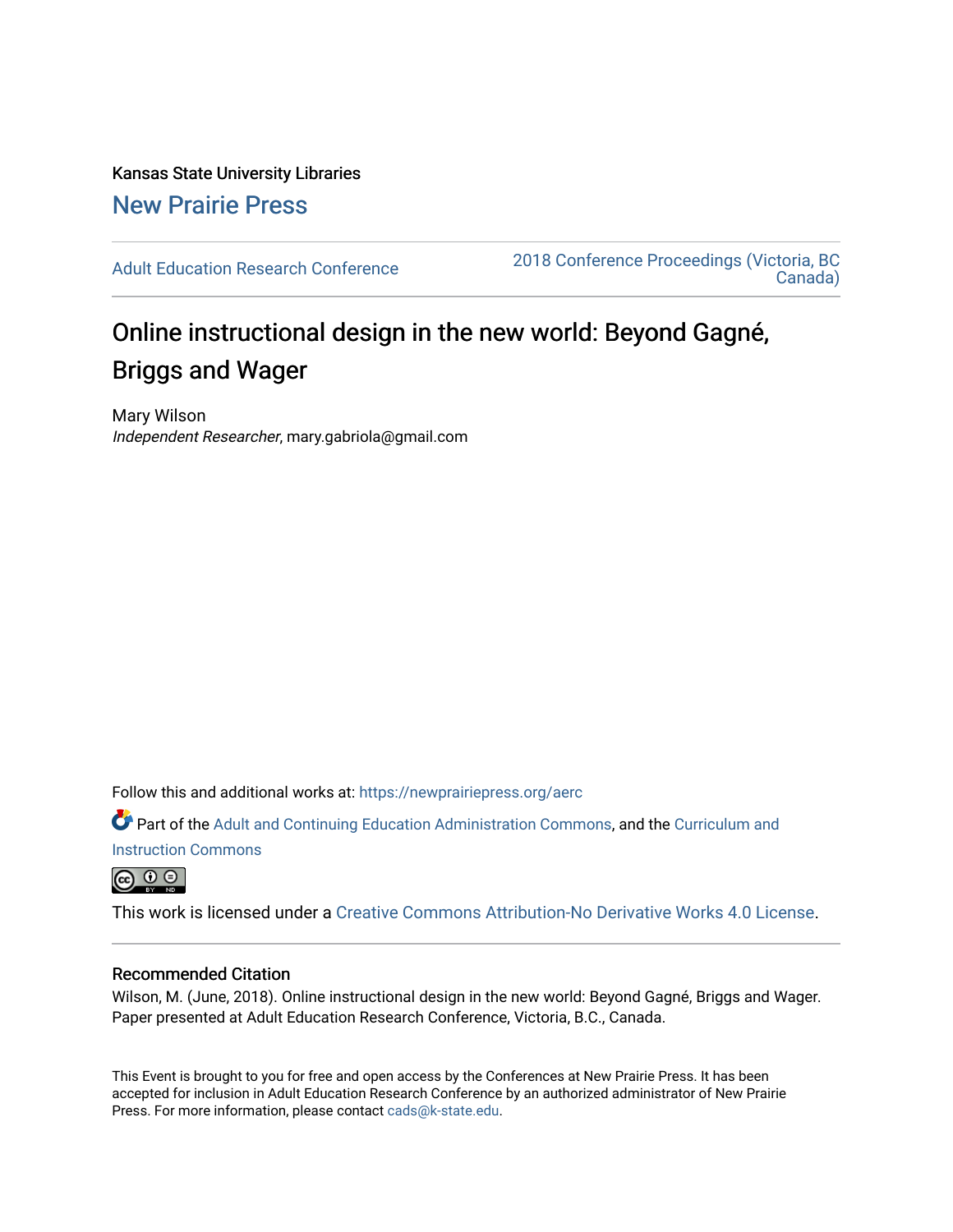Kansas State University Libraries

New Prairie Press

Adult Education Research Conference

2018 Conference Proceedings (Victoria, BC Canada)

# Online instructional design in the new world: Beyond Gagné, Briggs and Wager

Mary Wilson
*Independent Researcher*, mary.gabriola@gmail.com

Follow this and additional works at: https://newprairiepress.org/aerc

Part of the Adult and Continuing Education Administration Commons, and the Curriculum and Instruction Commons

This work is licensed under a Creative Commons Attribution-No Derivative Works 4.0 License.

## Recommended Citation

Wilson, M. (June, 2018). Online instructional design in the new world: Beyond Gagné, Briggs and Wager. Paper presented at Adult Education Research Conference, Victoria, B.C., Canada.

This Event is brought to you for free and open access by the Conferences at New Prairie Press. It has been accepted for inclusion in Adult Education Research Conference by an authorized administrator of New Prairie Press. For more information, please contact cads@k-state.edu.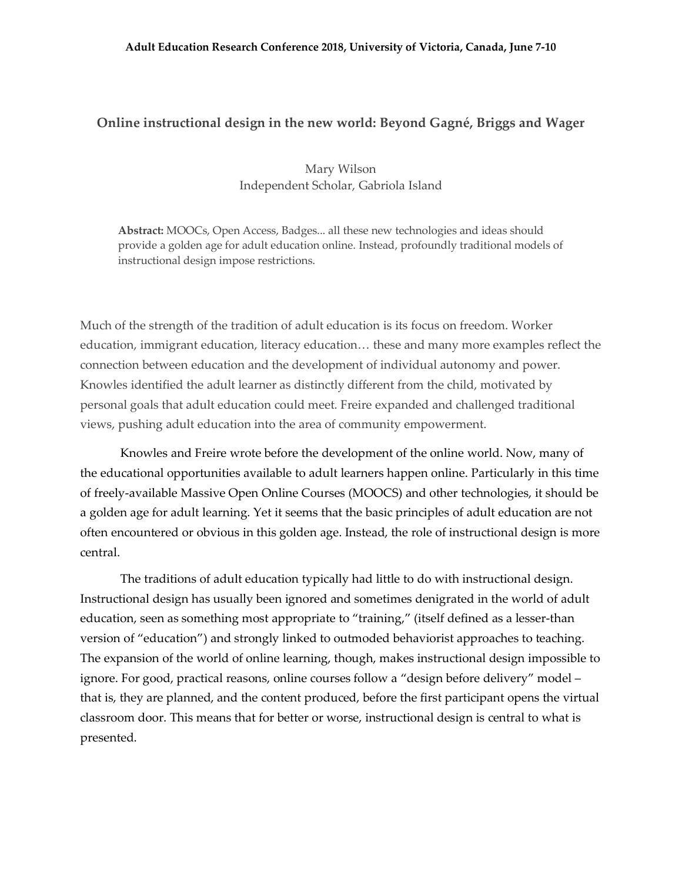**Adult Education Research Conference 2018, University of Victoria, Canada, June 7-10**

# Online instructional design in the new world: Beyond Gagné, Briggs and Wager

Mary Wilson
Independent Scholar, Gabriola Island

**Abstract:** MOOCs, Open Access, Badges... all these new technologies and ideas should provide a golden age for adult education online. Instead, profoundly traditional models of instructional design impose restrictions.

Much of the strength of the tradition of adult education is its focus on freedom. Worker education, immigrant education, literacy education… these and many more examples reflect the connection between education and the development of individual autonomy and power. Knowles identified the adult learner as distinctly different from the child, motivated by personal goals that adult education could meet. Freire expanded and challenged traditional views, pushing adult education into the area of community empowerment.

Knowles and Freire wrote before the development of the online world. Now, many of the educational opportunities available to adult learners happen online. Particularly in this time of freely-available Massive Open Online Courses (MOOCS) and other technologies, it should be a golden age for adult learning. Yet it seems that the basic principles of adult education are not often encountered or obvious in this golden age. Instead, the role of instructional design is more central.

The traditions of adult education typically had little to do with instructional design. Instructional design has usually been ignored and sometimes denigrated in the world of adult education, seen as something most appropriate to "training," (itself defined as a lesser-than version of "education") and strongly linked to outmoded behaviorist approaches to teaching. The expansion of the world of online learning, though, makes instructional design impossible to ignore. For good, practical reasons, online courses follow a "design before delivery" model – that is, they are planned, and the content produced, before the first participant opens the virtual classroom door. This means that for better or worse, instructional design is central to what is presented.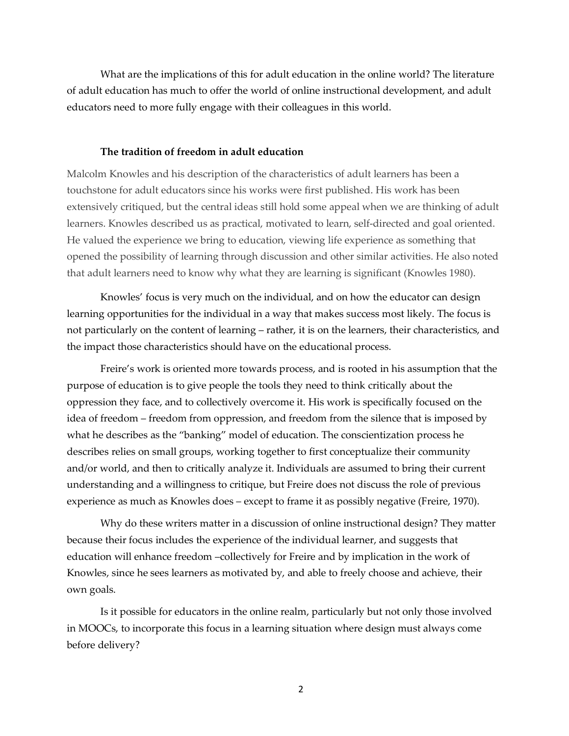What are the implications of this for adult education in the online world? The literature of adult education has much to offer the world of online instructional development, and adult educators need to more fully engage with their colleagues in this world.

## The tradition of freedom in adult education

Malcolm Knowles and his description of the characteristics of adult learners has been a touchstone for adult educators since his works were first published. His work has been extensively critiqued, but the central ideas still hold some appeal when we are thinking of adult learners. Knowles described us as practical, motivated to learn, self-directed and goal oriented. He valued the experience we bring to education, viewing life experience as something that opened the possibility of learning through discussion and other similar activities. He also noted that adult learners need to know why what they are learning is significant (Knowles 1980).

Knowles' focus is very much on the individual, and on how the educator can design learning opportunities for the individual in a way that makes success most likely. The focus is not particularly on the content of learning – rather, it is on the learners, their characteristics, and the impact those characteristics should have on the educational process.

Freire's work is oriented more towards process, and is rooted in his assumption that the purpose of education is to give people the tools they need to think critically about the oppression they face, and to collectively overcome it. His work is specifically focused on the idea of freedom – freedom from oppression, and freedom from the silence that is imposed by what he describes as the "banking" model of education. The conscientization process he describes relies on small groups, working together to first conceptualize their community and/or world, and then to critically analyze it. Individuals are assumed to bring their current understanding and a willingness to critique, but Freire does not discuss the role of previous experience as much as Knowles does – except to frame it as possibly negative (Freire, 1970).

Why do these writers matter in a discussion of online instructional design? They matter because their focus includes the experience of the individual learner, and suggests that education will enhance freedom –collectively for Freire and by implication in the work of Knowles, since he sees learners as motivated by, and able to freely choose and achieve, their own goals.

Is it possible for educators in the online realm, particularly but not only those involved in MOOCs, to incorporate this focus in a learning situation where design must always come before delivery?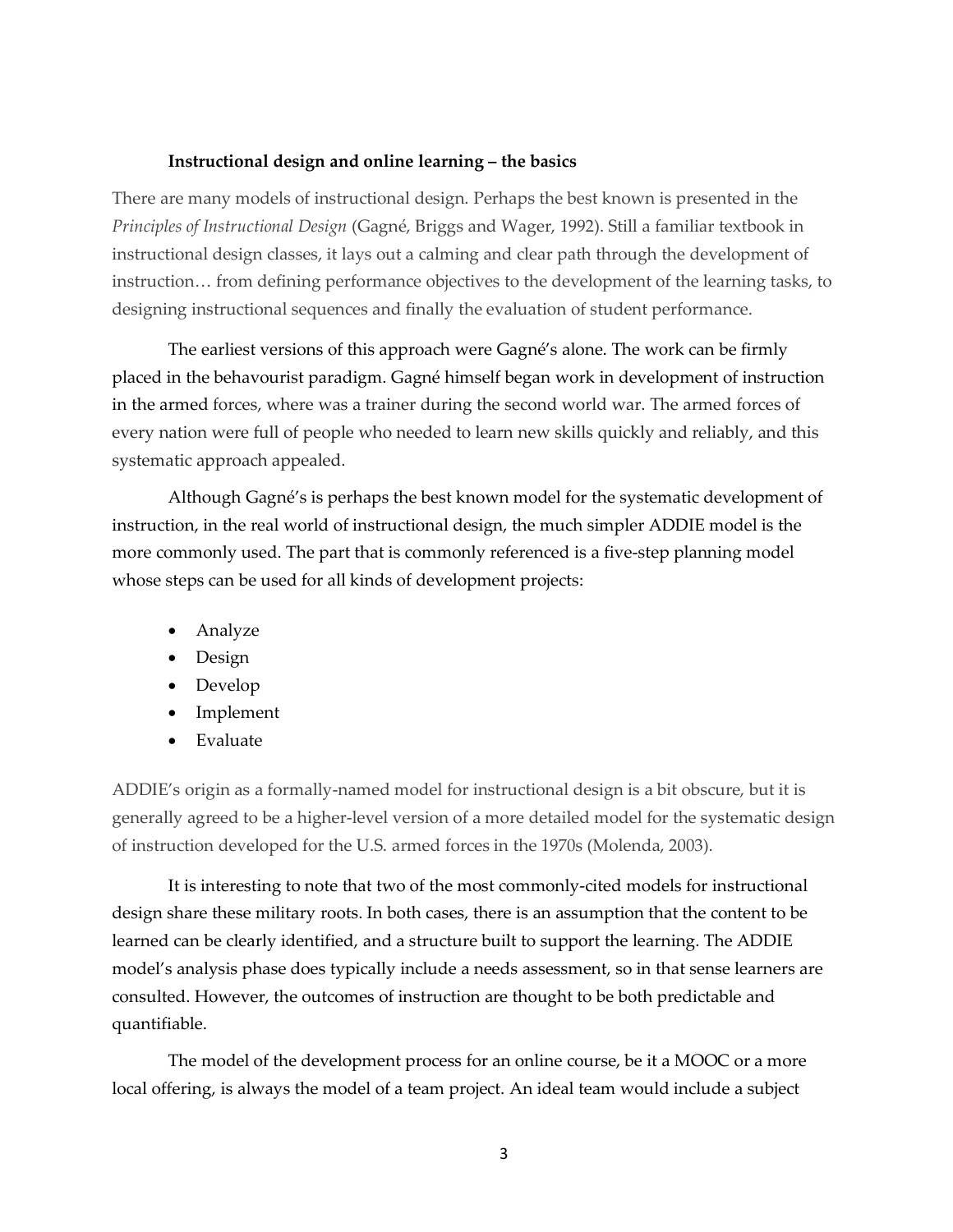### **Instructional design and online learning – the basics**

There are many models of instructional design. Perhaps the best known is presented in the *Principles of Instructional Design* (Gagné, Briggs and Wager, 1992). Still a familiar textbook in instructional design classes, it lays out a calming and clear path through the development of instruction… from defining performance objectives to the development of the learning tasks, to designing instructional sequences and finally the evaluation of student performance.

The earliest versions of this approach were Gagné's alone. The work can be firmly placed in the behavourist paradigm. Gagné himself began work in development of instruction in the armed forces, where was a trainer during the second world war. The armed forces of every nation were full of people who needed to learn new skills quickly and reliably, and this systematic approach appealed.

Although Gagné's is perhaps the best known model for the systematic development of instruction, in the real world of instructional design, the much simpler ADDIE model is the more commonly used. The part that is commonly referenced is a five-step planning model whose steps can be used for all kinds of development projects:

- Analyze
- Design
- Develop
- Implement
- Evaluate

ADDIE's origin as a formally-named model for instructional design is a bit obscure, but it is generally agreed to be a higher-level version of a more detailed model for the systematic design of instruction developed for the U.S. armed forces in the 1970s (Molenda, 2003).

It is interesting to note that two of the most commonly-cited models for instructional design share these military roots. In both cases, there is an assumption that the content to be learned can be clearly identified, and a structure built to support the learning. The ADDIE model's analysis phase does typically include a needs assessment, so in that sense learners are consulted. However, the outcomes of instruction are thought to be both predictable and quantifiable.

The model of the development process for an online course, be it a MOOC or a more local offering, is always the model of a team project. An ideal team would include a subject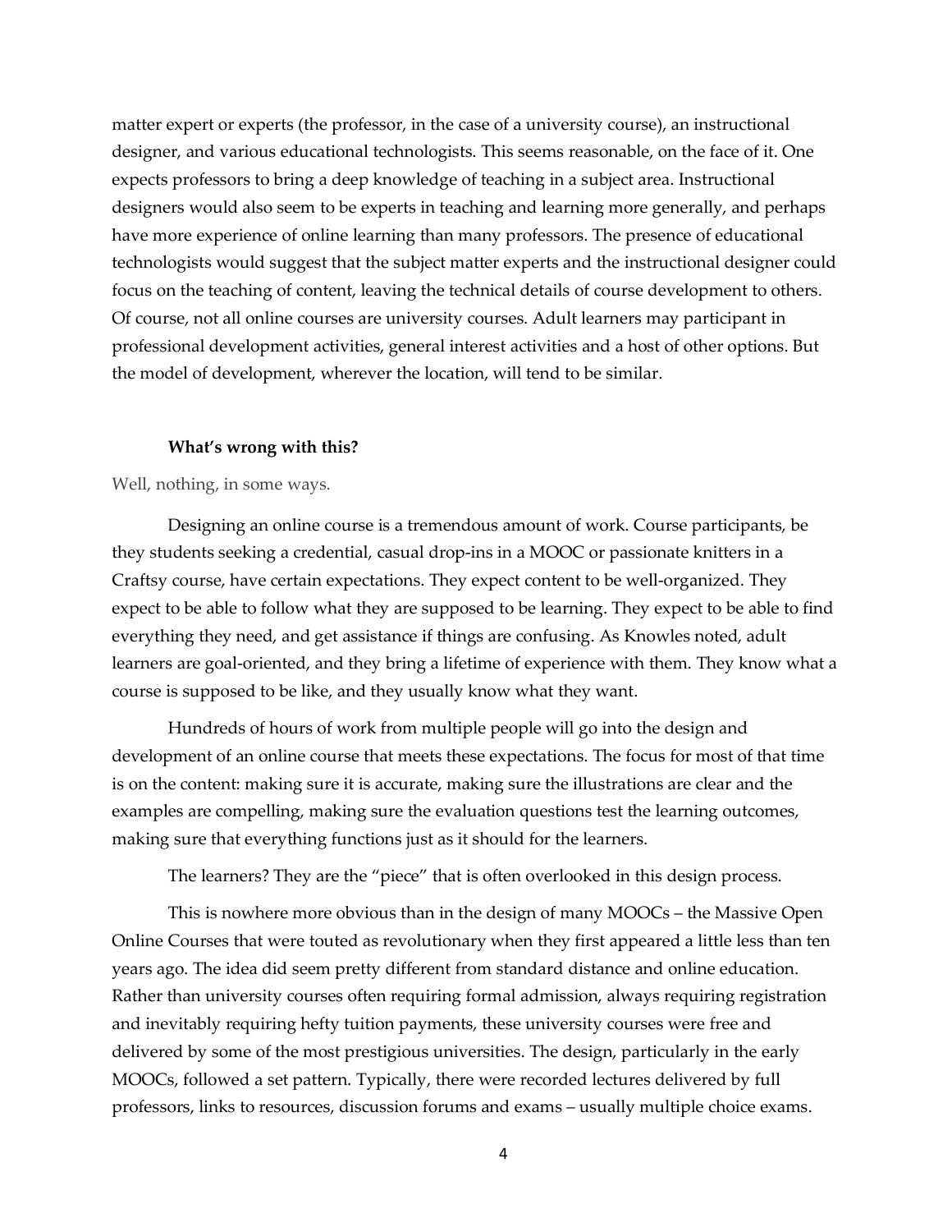matter expert or experts (the professor, in the case of a university course), an instructional designer, and various educational technologists. This seems reasonable, on the face of it. One expects professors to bring a deep knowledge of teaching in a subject area. Instructional designers would also seem to be experts in teaching and learning more generally, and perhaps have more experience of online learning than many professors. The presence of educational technologists would suggest that the subject matter experts and the instructional designer could focus on the teaching of content, leaving the technical details of course development to others. Of course, not all online courses are university courses. Adult learners may participant in professional development activities, general interest activities and a host of other options. But the model of development, wherever the location, will tend to be similar.

### What's wrong with this?

Well, nothing, in some ways.

Designing an online course is a tremendous amount of work. Course participants, be they students seeking a credential, casual drop-ins in a MOOC or passionate knitters in a Craftsy course, have certain expectations. They expect content to be well-organized. They expect to be able to follow what they are supposed to be learning. They expect to be able to find everything they need, and get assistance if things are confusing. As Knowles noted, adult learners are goal-oriented, and they bring a lifetime of experience with them. They know what a course is supposed to be like, and they usually know what they want.

Hundreds of hours of work from multiple people will go into the design and development of an online course that meets these expectations. The focus for most of that time is on the content: making sure it is accurate, making sure the illustrations are clear and the examples are compelling, making sure the evaluation questions test the learning outcomes, making sure that everything functions just as it should for the learners.

The learners? They are the "piece" that is often overlooked in this design process.

This is nowhere more obvious than in the design of many MOOCs – the Massive Open Online Courses that were touted as revolutionary when they first appeared a little less than ten years ago. The idea did seem pretty different from standard distance and online education. Rather than university courses often requiring formal admission, always requiring registration and inevitably requiring hefty tuition payments, these university courses were free and delivered by some of the most prestigious universities. The design, particularly in the early MOOCs, followed a set pattern. Typically, there were recorded lectures delivered by full professors, links to resources, discussion forums and exams – usually multiple choice exams.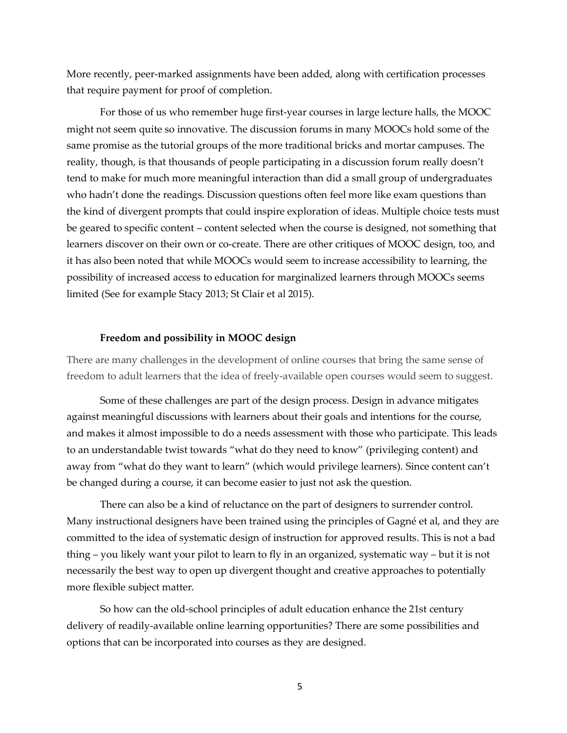More recently, peer-marked assignments have been added, along with certification processes that require payment for proof of completion.

For those of us who remember huge first-year courses in large lecture halls, the MOOC might not seem quite so innovative. The discussion forums in many MOOCs hold some of the same promise as the tutorial groups of the more traditional bricks and mortar campuses. The reality, though, is that thousands of people participating in a discussion forum really doesn't tend to make for much more meaningful interaction than did a small group of undergraduates who hadn't done the readings. Discussion questions often feel more like exam questions than the kind of divergent prompts that could inspire exploration of ideas. Multiple choice tests must be geared to specific content – content selected when the course is designed, not something that learners discover on their own or co-create. There are other critiques of MOOC design, too, and it has also been noted that while MOOCs would seem to increase accessibility to learning, the possibility of increased access to education for marginalized learners through MOOCs seems limited (See for example Stacy 2013; St Clair et al 2015).

### Freedom and possibility in MOOC design

There are many challenges in the development of online courses that bring the same sense of freedom to adult learners that the idea of freely-available open courses would seem to suggest.

Some of these challenges are part of the design process. Design in advance mitigates against meaningful discussions with learners about their goals and intentions for the course, and makes it almost impossible to do a needs assessment with those who participate. This leads to an understandable twist towards "what do they need to know" (privileging content) and away from "what do they want to learn" (which would privilege learners). Since content can't be changed during a course, it can become easier to just not ask the question.

There can also be a kind of reluctance on the part of designers to surrender control. Many instructional designers have been trained using the principles of Gagné et al, and they are committed to the idea of systematic design of instruction for approved results. This is not a bad thing – you likely want your pilot to learn to fly in an organized, systematic way – but it is not necessarily the best way to open up divergent thought and creative approaches to potentially more flexible subject matter.

So how can the old-school principles of adult education enhance the 21st century delivery of readily-available online learning opportunities? There are some possibilities and options that can be incorporated into courses as they are designed.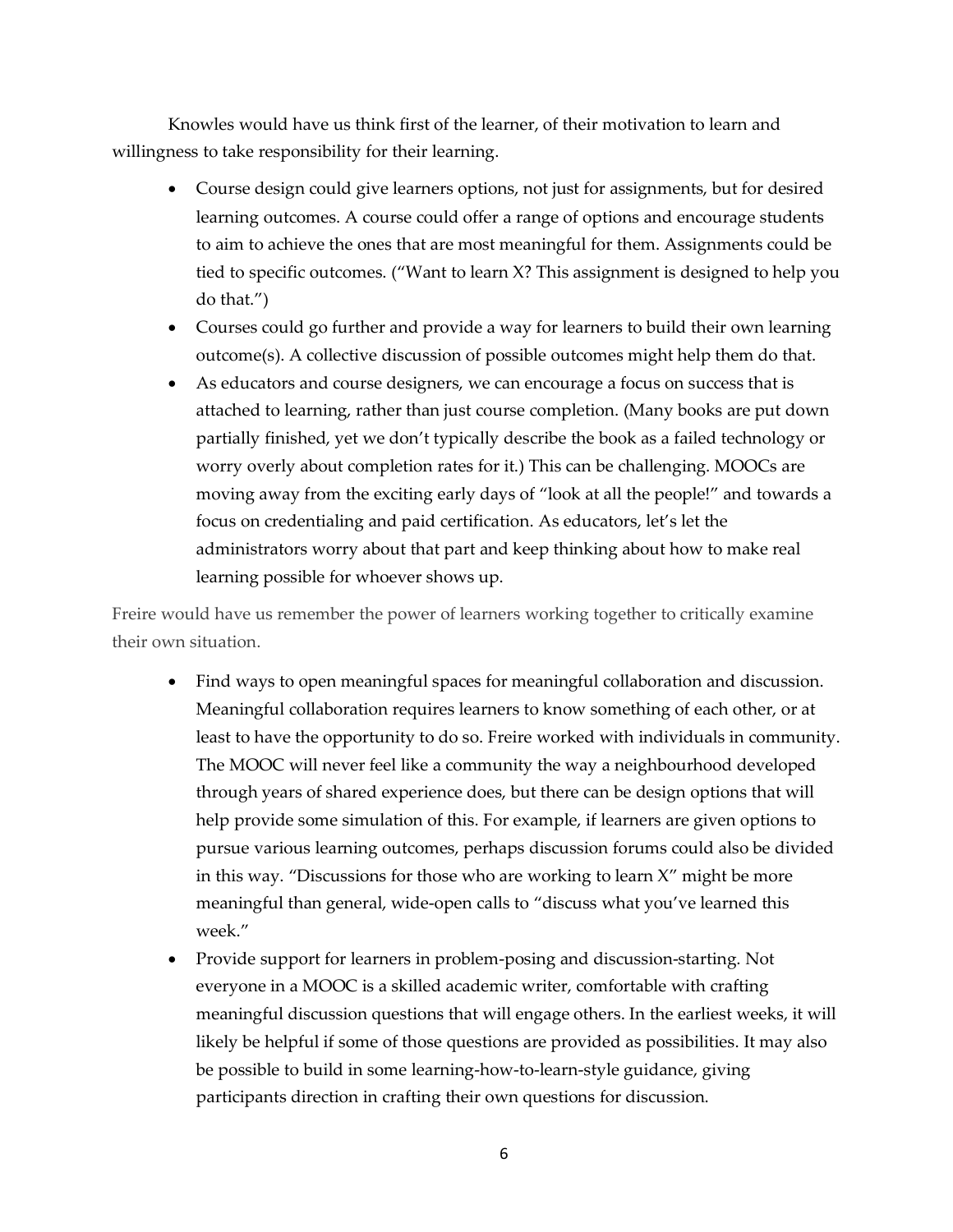Knowles would have us think first of the learner, of their motivation to learn and willingness to take responsibility for their learning.

- Course design could give learners options, not just for assignments, but for desired learning outcomes. A course could offer a range of options and encourage students to aim to achieve the ones that are most meaningful for them. Assignments could be tied to specific outcomes. ("Want to learn X? This assignment is designed to help you do that.")
- Courses could go further and provide a way for learners to build their own learning outcome(s). A collective discussion of possible outcomes might help them do that.
- As educators and course designers, we can encourage a focus on success that is attached to learning, rather than just course completion. (Many books are put down partially finished, yet we don't typically describe the book as a failed technology or worry overly about completion rates for it.) This can be challenging. MOOCs are moving away from the exciting early days of "look at all the people!" and towards a focus on credentialing and paid certification. As educators, let's let the administrators worry about that part and keep thinking about how to make real learning possible for whoever shows up.

Freire would have us remember the power of learners working together to critically examine their own situation.

- Find ways to open meaningful spaces for meaningful collaboration and discussion. Meaningful collaboration requires learners to know something of each other, or at least to have the opportunity to do so. Freire worked with individuals in community. The MOOC will never feel like a community the way a neighbourhood developed through years of shared experience does, but there can be design options that will help provide some simulation of this. For example, if learners are given options to pursue various learning outcomes, perhaps discussion forums could also be divided in this way. "Discussions for those who are working to learn X" might be more meaningful than general, wide-open calls to "discuss what you've learned this week."
- Provide support for learners in problem-posing and discussion-starting. Not everyone in a MOOC is a skilled academic writer, comfortable with crafting meaningful discussion questions that will engage others. In the earliest weeks, it will likely be helpful if some of those questions are provided as possibilities. It may also be possible to build in some learning-how-to-learn-style guidance, giving participants direction in crafting their own questions for discussion.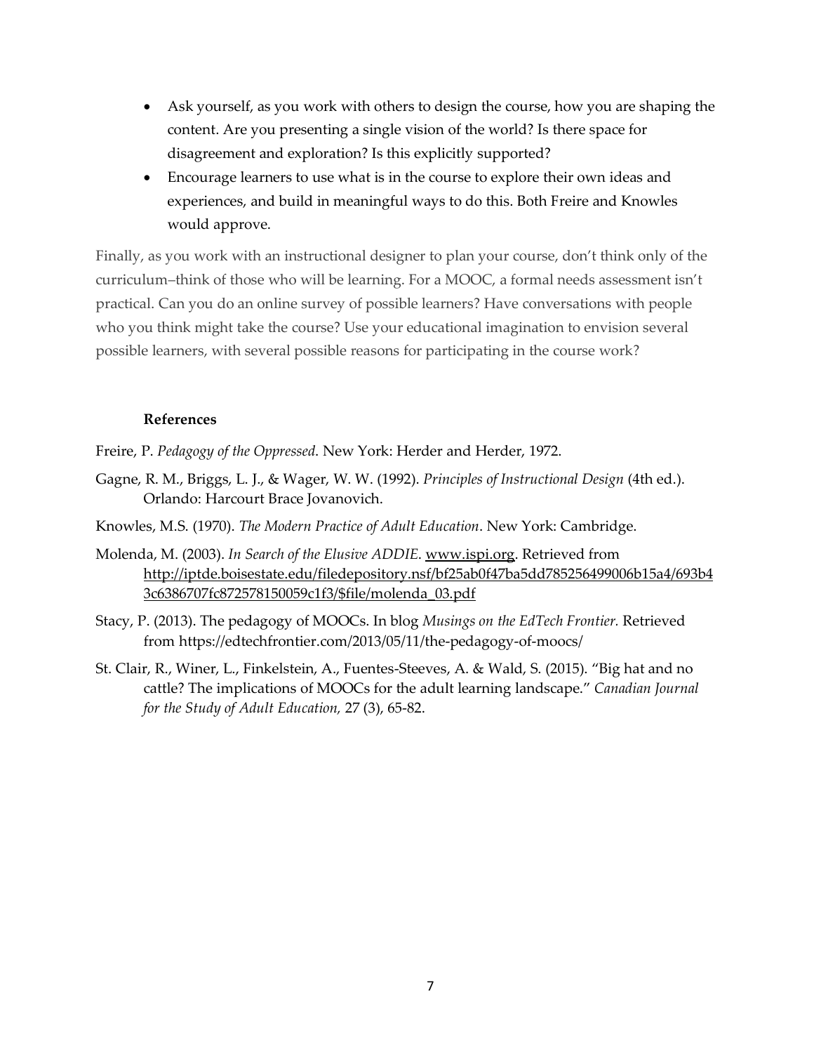- Ask yourself, as you work with others to design the course, how you are shaping the content. Are you presenting a single vision of the world? Is there space for disagreement and exploration? Is this explicitly supported?
- Encourage learners to use what is in the course to explore their own ideas and experiences, and build in meaningful ways to do this. Both Freire and Knowles would approve.

Finally, as you work with an instructional designer to plan your course, don't think only of the curriculum–think of those who will be learning. For a MOOC, a formal needs assessment isn't practical. Can you do an online survey of possible learners? Have conversations with people who you think might take the course? Use your educational imagination to envision several possible learners, with several possible reasons for participating in the course work?

**References**

Freire, P. *Pedagogy of the Oppressed*. New York: Herder and Herder, 1972.

Gagne, R. M., Briggs, L. J., & Wager, W. W. (1992). *Principles of Instructional Design* (4th ed.). Orlando: Harcourt Brace Jovanovich.

Knowles, M.S. (1970). *The Modern Practice of Adult Education*. New York: Cambridge.

Molenda, M. (2003). *In Search of the Elusive ADDIE*. www.ispi.org. Retrieved from http://iptde.boisestate.edu/filedepository.nsf/bf25ab0f47ba5dd785256499006b15a4/693b43c6386707fc872578150059c1f3/$file/molenda_03.pdf

Stacy, P. (2013). The pedagogy of MOOCs. In blog *Musings on the EdTech Frontier.* Retrieved from https://edtechfrontier.com/2013/05/11/the-pedagogy-of-moocs/

St. Clair, R., Winer, L., Finkelstein, A., Fuentes-Steeves, A. & Wald, S. (2015). "Big hat and no cattle? The implications of MOOCs for the adult learning landscape." *Canadian Journal for the Study of Adult Education,* 27 (3), 65-82.